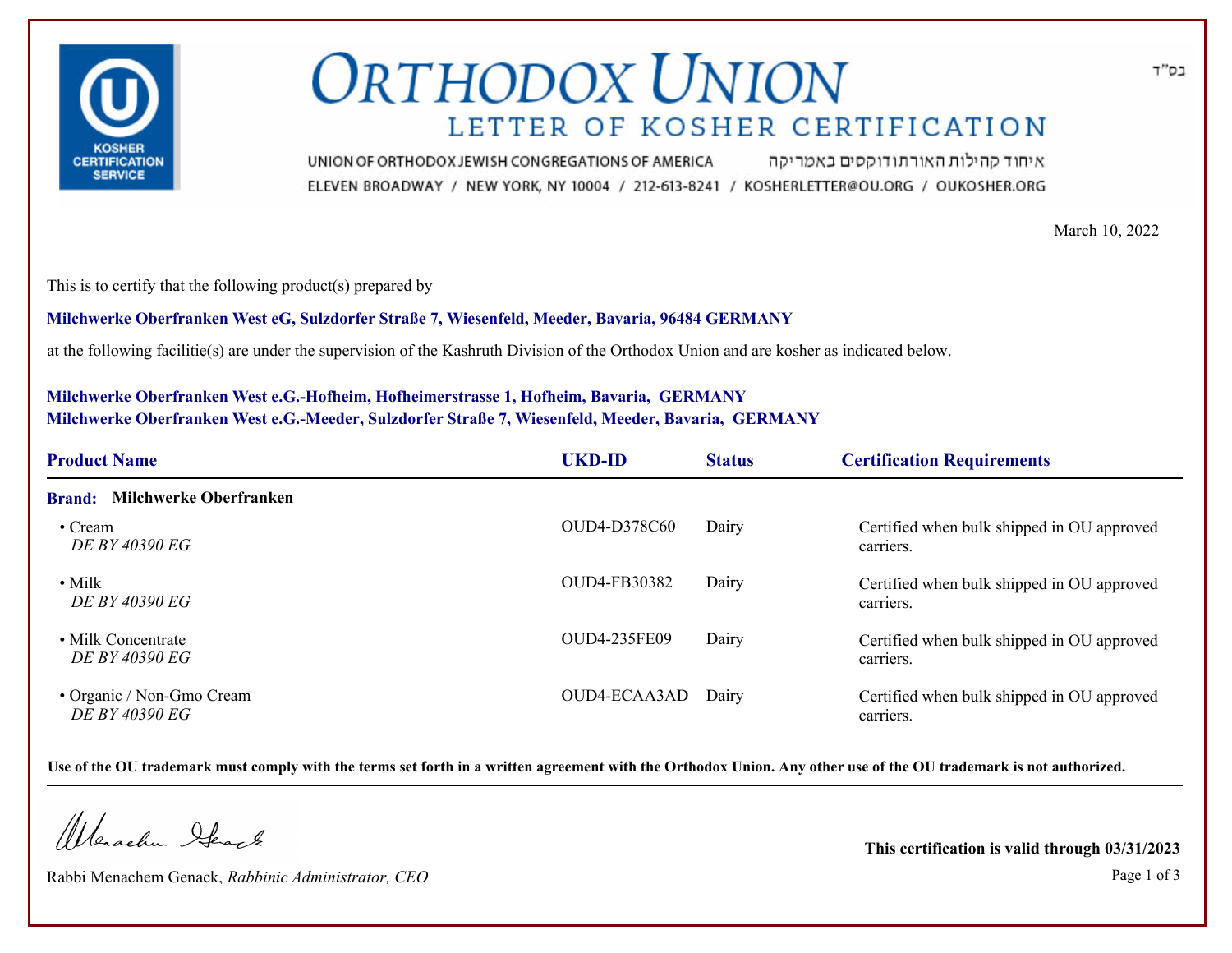בס"ד

# ORTHODOX UNION

## LETTER OF KOSHER CERTIFICATION

UNION OF ORTHODOX JEWISH CONGREGATIONS OF AMERICA איחוד קהילות האורתודוקסים באמריקה

ELEVEN BROADWAY / NEW YORK, NY 10004 / 212-613-8241 / KOSHERLETTER@OU.ORG / OUKOSHER.ORG

March 10, 2022

This is to certify that the following product(s) prepared by

**Milchwerke Oberfranken West eG, Sulzdorfer Straße 7, Wiesenfeld, Meeder, Bavaria, 96484 GERMANY**

at the following facilitie(s) are under the supervision of the Kashruth Division of the Orthodox Union and are kosher as indicated below.

**Milchwerke Oberfranken West e.G.-Hofheim, Hofheimerstrasse 1, Hofheim, Bavaria, GERMANY**
**Milchwerke Oberfranken West e.G.-Meeder, Sulzdorfer Straße 7, Wiesenfeld, Meeder, Bavaria, GERMANY**

| Product Name | UKD-ID | Status | Certification Requirements |
|---|---|---|---|
| **Brand: Milchwerke Oberfranken** | | | |
| • Cream *DE BY 40390 EG* | OUD4-D378C60 | Dairy | Certified when bulk shipped in OU approved carriers. |
| • Milk *DE BY 40390 EG* | OUD4-FB30382 | Dairy | Certified when bulk shipped in OU approved carriers. |
| • Milk Concentrate *DE BY 40390 EG* | OUD4-235FE09 | Dairy | Certified when bulk shipped in OU approved carriers. |
| • Organic / Non-Gmo Cream *DE BY 40390 EG* | OUD4-ECAA3AD | Dairy | Certified when bulk shipped in OU approved carriers. |

**Use of the OU trademark must comply with the terms set forth in a written agreement with the Orthodox Union. Any other use of the OU trademark is not authorized.**

Rabbi Menachem Genack, *Rabbinic Administrator, CEO*

**This certification is valid through 03/31/2023**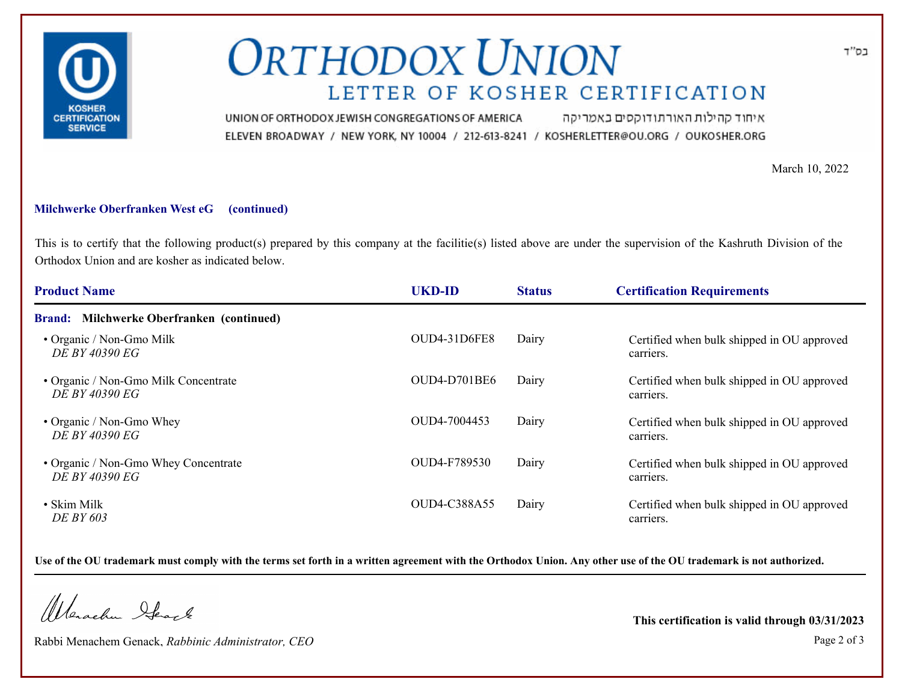# ORTHODOX UNION

## LETTER OF KOSHER CERTIFICATION

UNION OF ORTHODOX JEWISH CONGREGATIONS OF AMERICA איחוד קהילות האורתודוקסים באמריקה

ELEVEN BROADWAY / NEW YORK, NY 10004 / 212-613-8241 / KOSHERLETTER@OU.ORG / OUKOSHER.ORG

בס"ד

March 10, 2022

**Milchwerke Oberfranken West eG (continued)**

This is to certify that the following product(s) prepared by this company at the facilitie(s) listed above are under the supervision of the Kashruth Division of the Orthodox Union and are kosher as indicated below.

| Product Name | UKD-ID | Status | Certification Requirements |
|---|---|---|---|
| **Brand: Milchwerke Oberfranken (continued)** | | | |
| • Organic / Non-Gmo Milk *DE BY 40390 EG* | OUD4-31D6FE8 | Dairy | Certified when bulk shipped in OU approved carriers. |
| • Organic / Non-Gmo Milk Concentrate *DE BY 40390 EG* | OUD4-D701BE6 | Dairy | Certified when bulk shipped in OU approved carriers. |
| • Organic / Non-Gmo Whey *DE BY 40390 EG* | OUD4-7004453 | Dairy | Certified when bulk shipped in OU approved carriers. |
| • Organic / Non-Gmo Whey Concentrate *DE BY 40390 EG* | OUD4-F789530 | Dairy | Certified when bulk shipped in OU approved carriers. |
| • Skim Milk *DE BY 603* | OUD4-C388A55 | Dairy | Certified when bulk shipped in OU approved carriers. |

**Use of the OU trademark must comply with the terms set forth in a written agreement with the Orthodox Union. Any other use of the OU trademark is not authorized.**

Rabbi Menachem Genack, *Rabbinic Administrator, CEO*

**This certification is valid through 03/31/2023**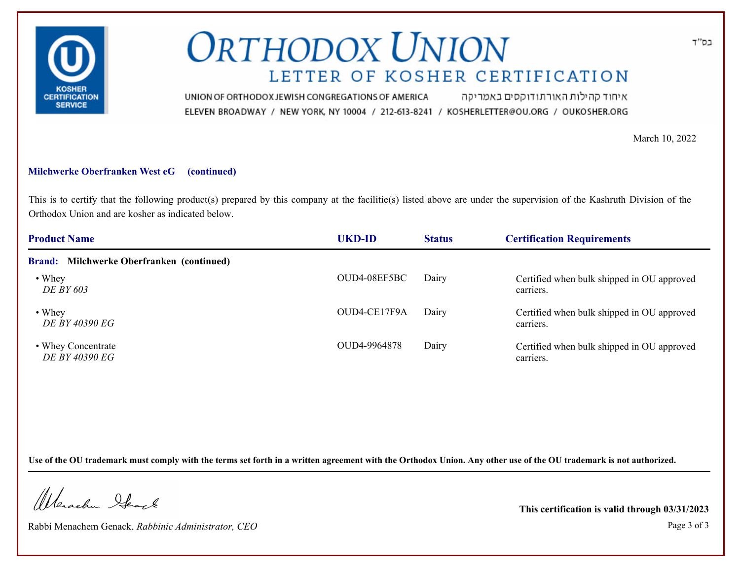# ORTHODOX UNION

## LETTER OF KOSHER CERTIFICATION

UNION OF ORTHODOX JEWISH CONGREGATIONS OF AMERICA איחוד קהילות האורתודוקסים באמריקה
ELEVEN BROADWAY / NEW YORK, NY 10004 / 212-613-8241 / KOSHERLETTER@OU.ORG / OUKOSHER.ORG

בס"ד

March 10, 2022

**Milchwerke Oberfranken West eG (continued)**

This is to certify that the following product(s) prepared by this company at the facilitie(s) listed above are under the supervision of the Kashruth Division of the Orthodox Union and are kosher as indicated below.

| Product Name | UKD-ID | Status | Certification Requirements |
|---|---|---|---|
| **Brand: Milchwerke Oberfranken (continued)** | | | |
| • Whey *DE BY 603* | OUD4-08EF5BC | Dairy | Certified when bulk shipped in OU approved carriers. |
| • Whey *DE BY 40390 EG* | OUD4-CE17F9A | Dairy | Certified when bulk shipped in OU approved carriers. |
| • Whey Concentrate *DE BY 40390 EG* | OUD4-9964878 | Dairy | Certified when bulk shipped in OU approved carriers. |

**Use of the OU trademark must comply with the terms set forth in a written agreement with the Orthodox Union. Any other use of the OU trademark is not authorized.**

Rabbi Menachem Genack, *Rabbinic Administrator, CEO*

**This certification is valid through 03/31/2023**